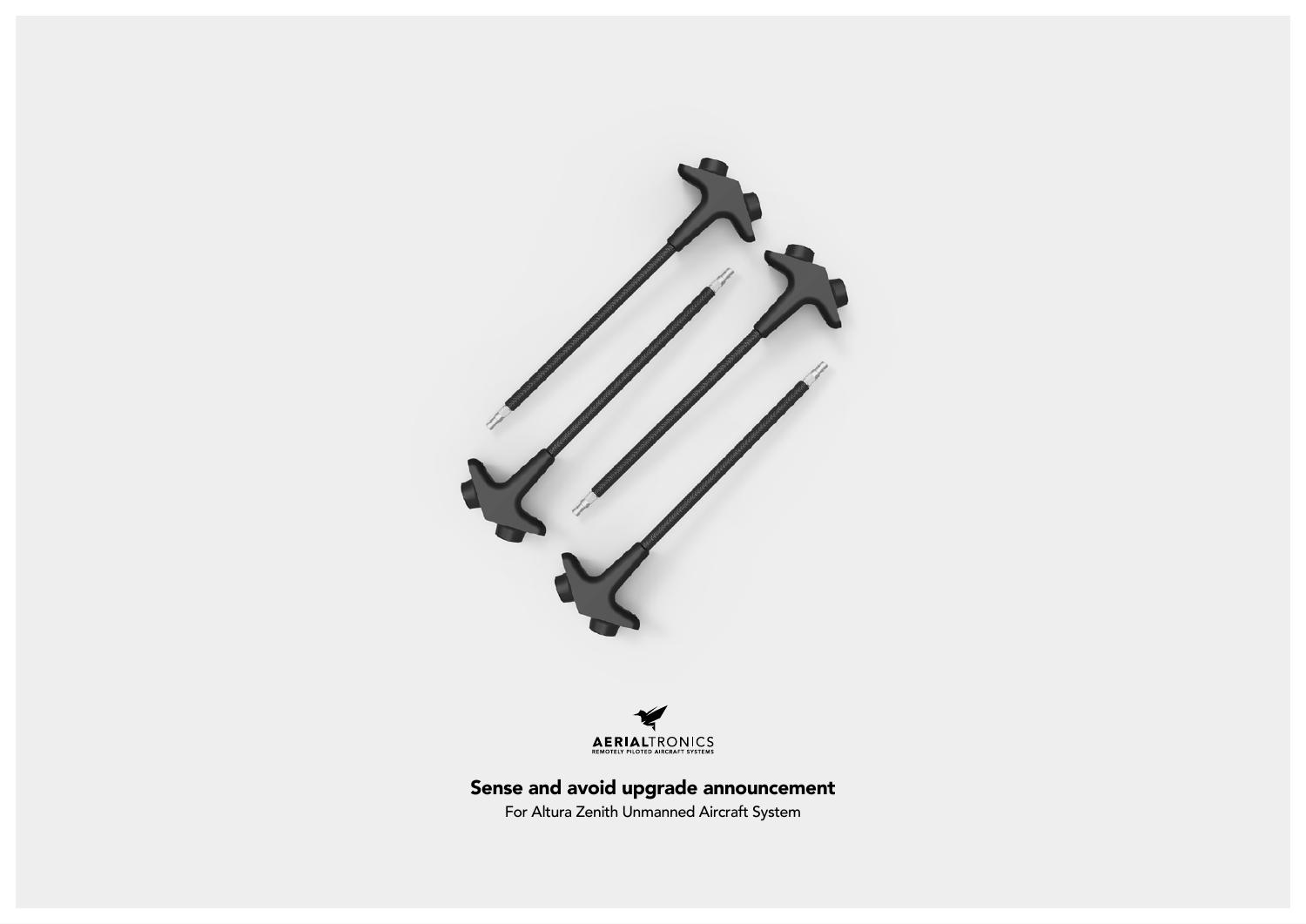AERIALTRONICS
REMOTELY PILOTED AIRCRAFT SYSTEMS

# Sense and avoid upgrade announcement

For Altura Zenith Unmanned Aircraft System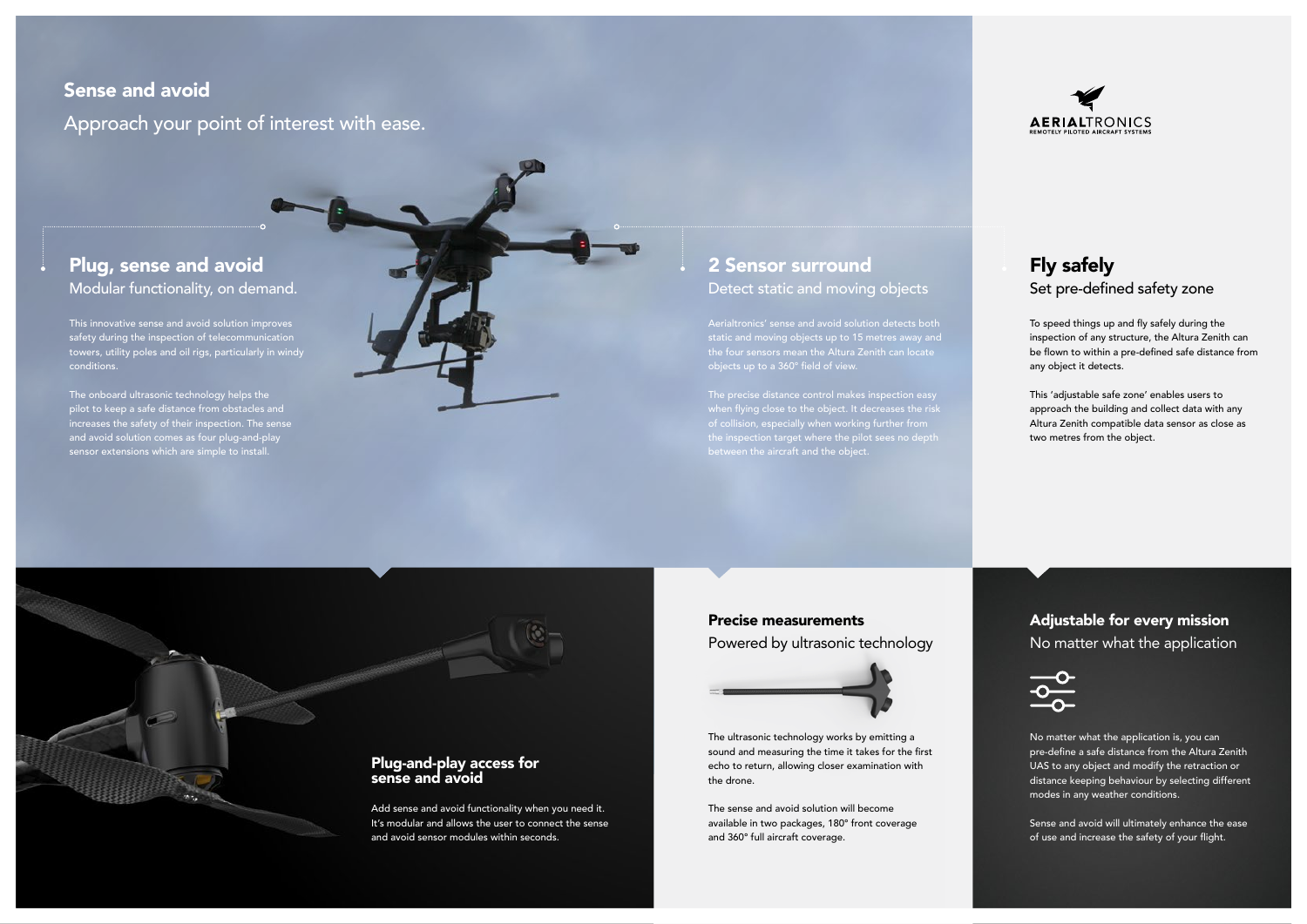# Sense and avoid

Approach your point of interest with ease.

AERIALTRONICS
REMOTELY PILOTED AIRCRAFT SYSTEMS

## Plug, sense and avoid

Modular functionality, on demand.

This innovative sense and avoid solution improves safety during the inspection of telecommunication towers, utility poles and oil rigs, particularly in windy conditions.

The onboard ultrasonic technology helps the pilot to keep a safe distance from obstacles and increases the safety of their inspection. The sense and avoid solution comes as four plug-and-play sensor extensions which are simple to install.

## 2 Sensor surround

Detect static and moving objects

Aerialtronics' sense and avoid solution detects both static and moving objects up to 15 metres away and the four sensors mean the Altura Zenith can locate objects up to a 360° field of view.

The precise distance control makes inspection easy when flying close to the object. It decreases the risk of collision, especially when working further from the inspection target where the pilot sees no depth between the aircraft and the object.

## Fly safely

Set pre-defined safety zone

To speed things up and fly safely during the inspection of any structure, the Altura Zenith can be flown to within a pre-defined safe distance from any object it detects.

This 'adjustable safe zone' enables users to approach the building and collect data with any Altura Zenith compatible data sensor as close as two metres from the object.

### Plug-and-play access for sense and avoid

Add sense and avoid functionality when you need it. It's modular and allows the user to connect the sense and avoid sensor modules within seconds.

### Precise measurements

Powered by ultrasonic technology

The ultrasonic technology works by emitting a sound and measuring the time it takes for the first echo to return, allowing closer examination with the drone.

The sense and avoid solution will become available in two packages, 180° front coverage and 360° full aircraft coverage.

### Adjustable for every mission

No matter what the application

No matter what the application is, you can pre-define a safe distance from the Altura Zenith UAS to any object and modify the retraction or distance keeping behaviour by selecting different modes in any weather conditions.

Sense and avoid will ultimately enhance the ease of use and increase the safety of your flight.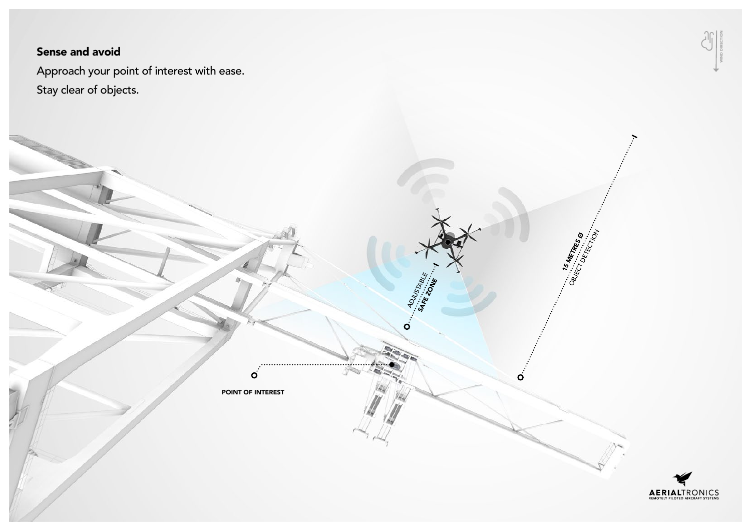## Sense and avoid

Approach your point of interest with ease.

Stay clear of objects.

WIND DIRECTION

ADJUSTABLE **SAFE ZONE**

**15 METRES Ø** OBJECT DETECTION

**POINT OF INTEREST**

**AERIAL**TRONICS
REMOTELY PILOTED AIRCRAFT SYSTEMS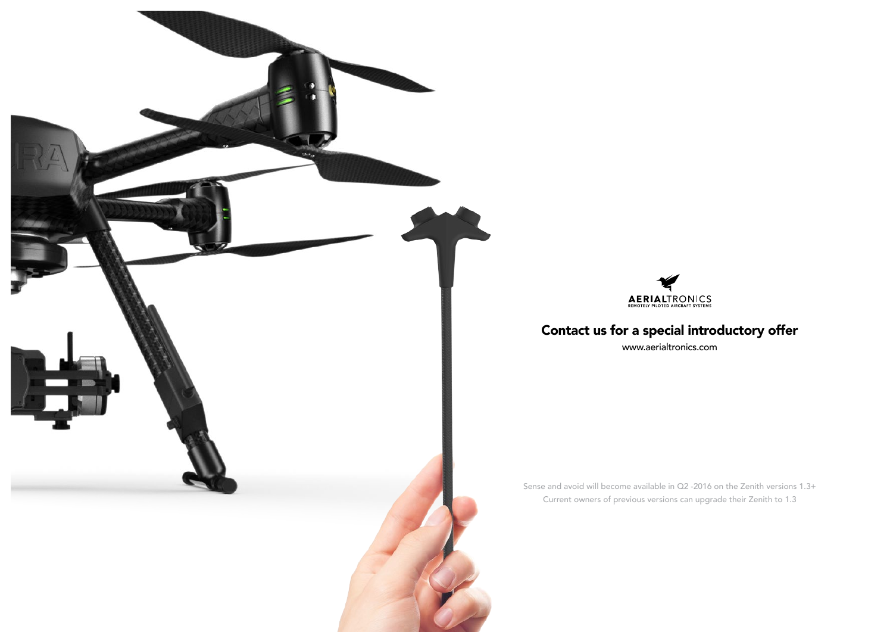AERIALTRONICS
REMOTELY PILOTED AIRCRAFT SYSTEMS

## Contact us for a special introductory offer

www.aerialtronics.com

Sense and avoid will become available in Q2 -2016 on the Zenith versions 1.3+
Current owners of previous versions can upgrade their Zenith to 1.3